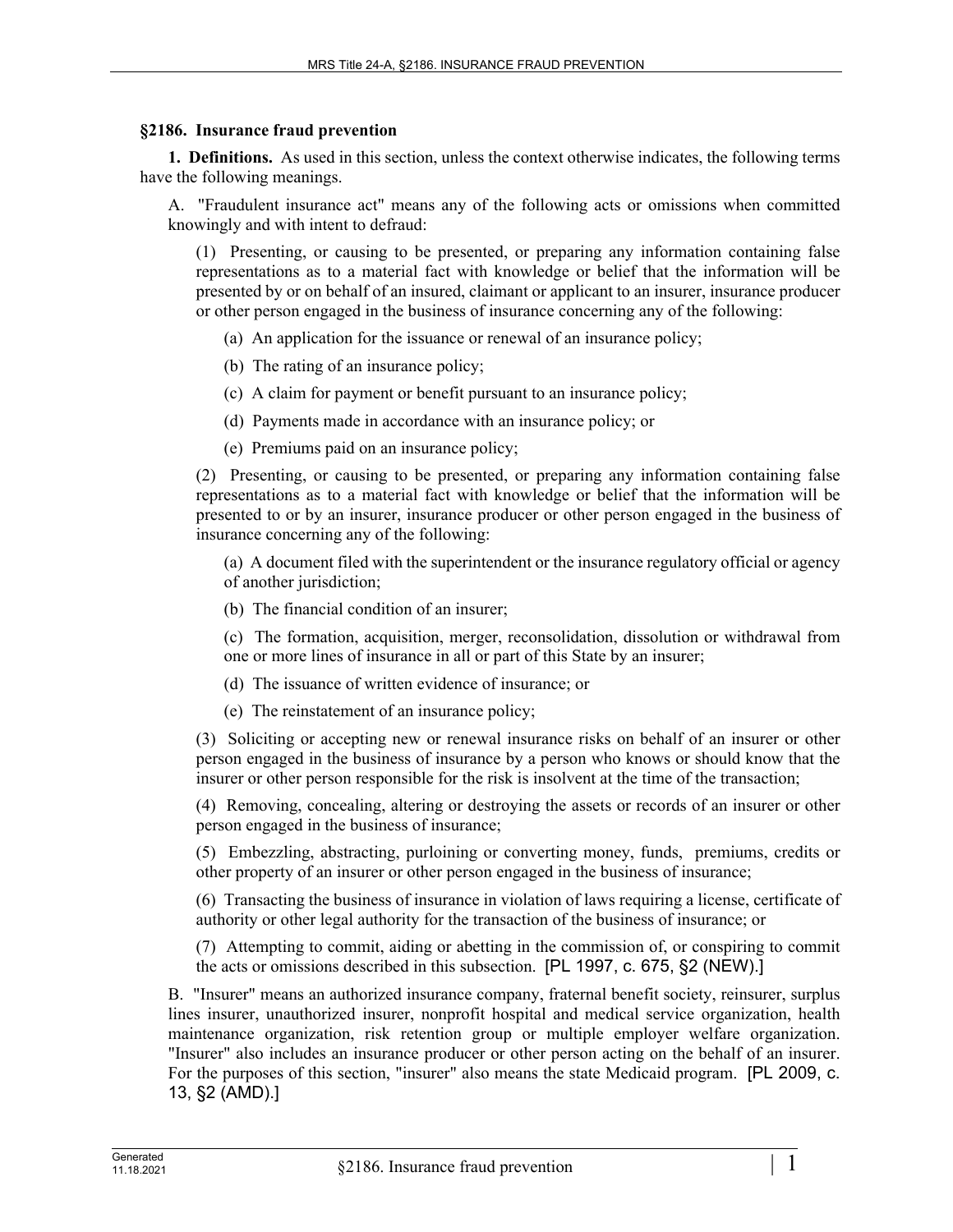## §2186. Insurance fraud prevention

**1. Definitions.** As used in this section, unless the context otherwise indicates, the following terms have the following meanings.

A. "Fraudulent insurance act" means any of the following acts or omissions when committed knowingly and with intent to defraud:

(1) Presenting, or causing to be presented, or preparing any information containing false representations as to a material fact with knowledge or belief that the information will be presented by or on behalf of an insured, claimant or applicant to an insurer, insurance producer or other person engaged in the business of insurance concerning any of the following:

(a) An application for the issuance or renewal of an insurance policy;

(b) The rating of an insurance policy;

(c) A claim for payment or benefit pursuant to an insurance policy;

(d) Payments made in accordance with an insurance policy; or

(e) Premiums paid on an insurance policy;

(2) Presenting, or causing to be presented, or preparing any information containing false representations as to a material fact with knowledge or belief that the information will be presented to or by an insurer, insurance producer or other person engaged in the business of insurance concerning any of the following:

(a) A document filed with the superintendent or the insurance regulatory official or agency of another jurisdiction;

(b) The financial condition of an insurer;

(c) The formation, acquisition, merger, reconsolidation, dissolution or withdrawal from one or more lines of insurance in all or part of this State by an insurer;

(d) The issuance of written evidence of insurance; or

(e) The reinstatement of an insurance policy;

(3) Soliciting or accepting new or renewal insurance risks on behalf of an insurer or other person engaged in the business of insurance by a person who knows or should know that the insurer or other person responsible for the risk is insolvent at the time of the transaction;

(4) Removing, concealing, altering or destroying the assets or records of an insurer or other person engaged in the business of insurance;

(5) Embezzling, abstracting, purloining or converting money, funds, premiums, credits or other property of an insurer or other person engaged in the business of insurance;

(6) Transacting the business of insurance in violation of laws requiring a license, certificate of authority or other legal authority for the transaction of the business of insurance; or

(7) Attempting to commit, aiding or abetting in the commission of, or conspiring to commit the acts or omissions described in this subsection. [PL 1997, c. 675, §2 (NEW).]

B. "Insurer" means an authorized insurance company, fraternal benefit society, reinsurer, surplus lines insurer, unauthorized insurer, nonprofit hospital and medical service organization, health maintenance organization, risk retention group or multiple employer welfare organization. "Insurer" also includes an insurance producer or other person acting on the behalf of an insurer. For the purposes of this section, "insurer" also means the state Medicaid program. [PL 2009, c. 13, §2 (AMD).]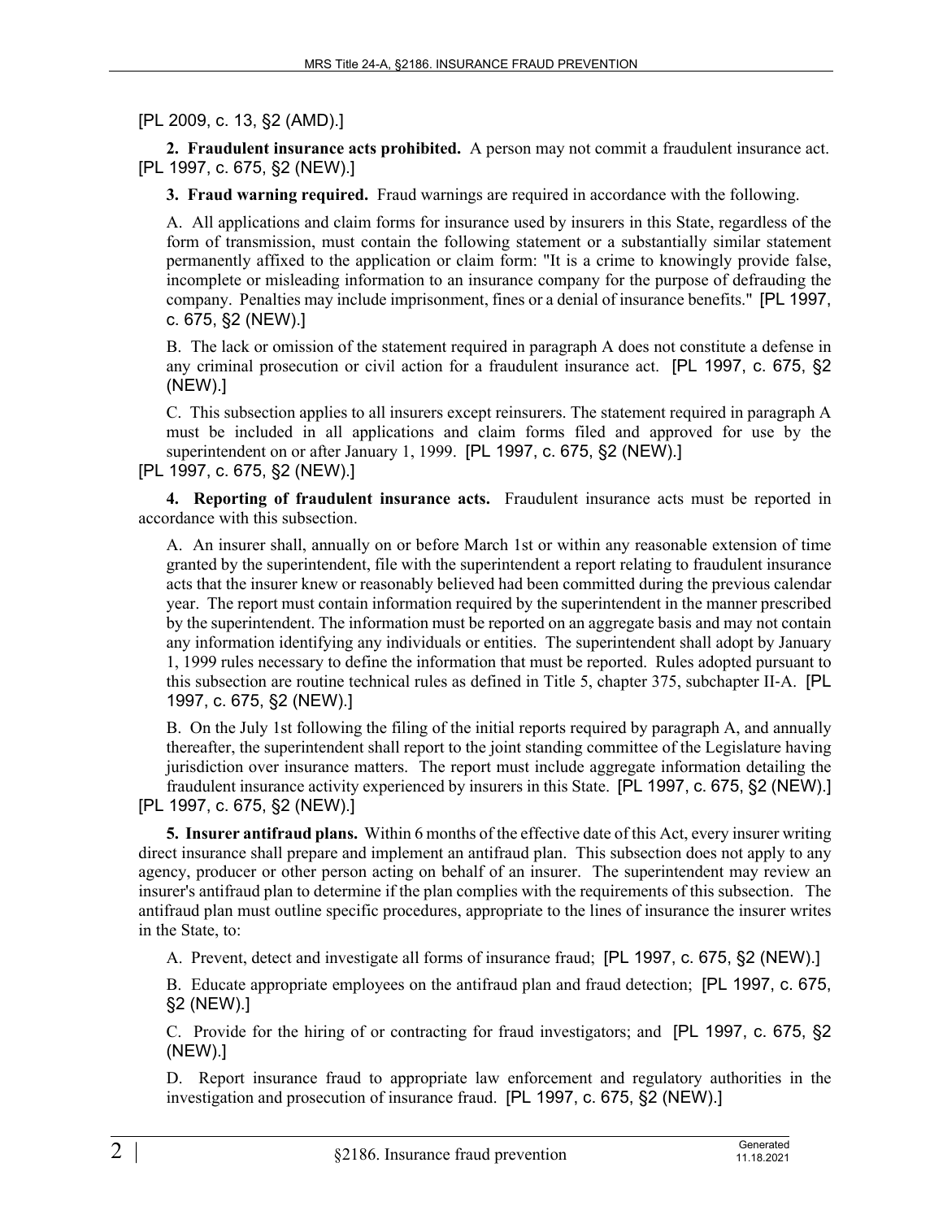[PL 2009, c. 13, §2 (AMD).]

**2. Fraudulent insurance acts prohibited.** A person may not commit a fraudulent insurance act. [PL 1997, c. 675, §2 (NEW).]

**3. Fraud warning required.** Fraud warnings are required in accordance with the following.

A. All applications and claim forms for insurance used by insurers in this State, regardless of the form of transmission, must contain the following statement or a substantially similar statement permanently affixed to the application or claim form: "It is a crime to knowingly provide false, incomplete or misleading information to an insurance company for the purpose of defrauding the company. Penalties may include imprisonment, fines or a denial of insurance benefits." [PL 1997, c. 675, §2 (NEW).]

B. The lack or omission of the statement required in paragraph A does not constitute a defense in any criminal prosecution or civil action for a fraudulent insurance act. [PL 1997, c. 675, §2 (NEW).]

C. This subsection applies to all insurers except reinsurers. The statement required in paragraph A must be included in all applications and claim forms filed and approved for use by the superintendent on or after January 1, 1999. [PL 1997, c. 675, §2 (NEW).]

[PL 1997, c. 675, §2 (NEW).]

**4. Reporting of fraudulent insurance acts.** Fraudulent insurance acts must be reported in accordance with this subsection.

A. An insurer shall, annually on or before March 1st or within any reasonable extension of time granted by the superintendent, file with the superintendent a report relating to fraudulent insurance acts that the insurer knew or reasonably believed had been committed during the previous calendar year. The report must contain information required by the superintendent in the manner prescribed by the superintendent. The information must be reported on an aggregate basis and may not contain any information identifying any individuals or entities. The superintendent shall adopt by January 1, 1999 rules necessary to define the information that must be reported. Rules adopted pursuant to this subsection are routine technical rules as defined in Title 5, chapter 375, subchapter II-A. [PL 1997, c. 675, §2 (NEW).]

B. On the July 1st following the filing of the initial reports required by paragraph A, and annually thereafter, the superintendent shall report to the joint standing committee of the Legislature having jurisdiction over insurance matters. The report must include aggregate information detailing the fraudulent insurance activity experienced by insurers in this State. [PL 1997, c. 675, §2 (NEW).]

[PL 1997, c. 675, §2 (NEW).]

**5. Insurer antifraud plans.** Within 6 months of the effective date of this Act, every insurer writing direct insurance shall prepare and implement an antifraud plan. This subsection does not apply to any agency, producer or other person acting on behalf of an insurer. The superintendent may review an insurer's antifraud plan to determine if the plan complies with the requirements of this subsection. The antifraud plan must outline specific procedures, appropriate to the lines of insurance the insurer writes in the State, to:

A. Prevent, detect and investigate all forms of insurance fraud; [PL 1997, c. 675, §2 (NEW).]

B. Educate appropriate employees on the antifraud plan and fraud detection; [PL 1997, c. 675, §2 (NEW).]

C. Provide for the hiring of or contracting for fraud investigators; and [PL 1997, c. 675, §2 (NEW).]

D. Report insurance fraud to appropriate law enforcement and regulatory authorities in the investigation and prosecution of insurance fraud. [PL 1997, c. 675, §2 (NEW).]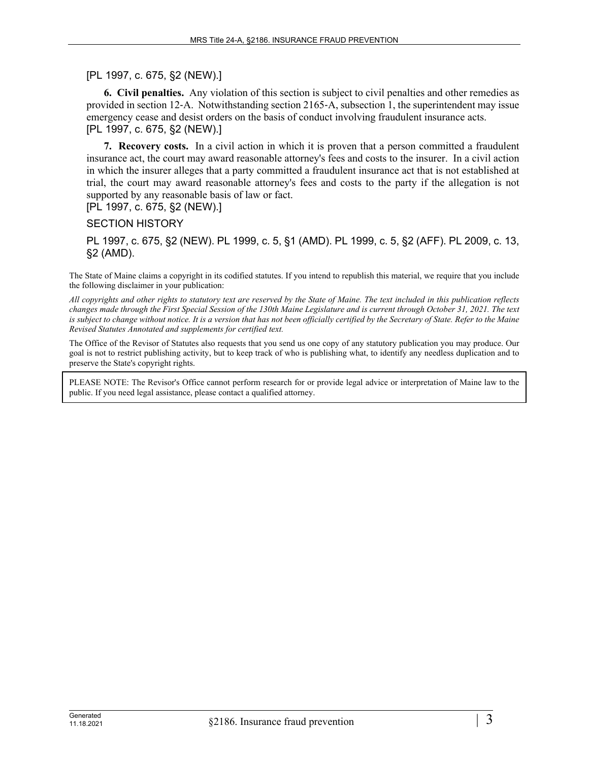[PL 1997, c. 675, §2 (NEW).]

**6. Civil penalties.** Any violation of this section is subject to civil penalties and other remedies as provided in section 12-A. Notwithstanding section 2165-A, subsection 1, the superintendent may issue emergency cease and desist orders on the basis of conduct involving fraudulent insurance acts.
[PL 1997, c. 675, §2 (NEW).]

**7. Recovery costs.** In a civil action in which it is proven that a person committed a fraudulent insurance act, the court may award reasonable attorney's fees and costs to the insurer. In a civil action in which the insurer alleges that a party committed a fraudulent insurance act that is not established at trial, the court may award reasonable attorney's fees and costs to the party if the allegation is not supported by any reasonable basis of law or fact.
[PL 1997, c. 675, §2 (NEW).]

SECTION HISTORY

PL 1997, c. 675, §2 (NEW). PL 1999, c. 5, §1 (AMD). PL 1999, c. 5, §2 (AFF). PL 2009, c. 13, §2 (AMD).

The State of Maine claims a copyright in its codified statutes. If you intend to republish this material, we require that you include the following disclaimer in your publication:

*All copyrights and other rights to statutory text are reserved by the State of Maine. The text included in this publication reflects changes made through the First Special Session of the 130th Maine Legislature and is current through October 31, 2021. The text is subject to change without notice. It is a version that has not been officially certified by the Secretary of State. Refer to the Maine Revised Statutes Annotated and supplements for certified text.*

The Office of the Revisor of Statutes also requests that you send us one copy of any statutory publication you may produce. Our goal is not to restrict publishing activity, but to keep track of who is publishing what, to identify any needless duplication and to preserve the State's copyright rights.

PLEASE NOTE: The Revisor's Office cannot perform research for or provide legal advice or interpretation of Maine law to the public. If you need legal assistance, please contact a qualified attorney.